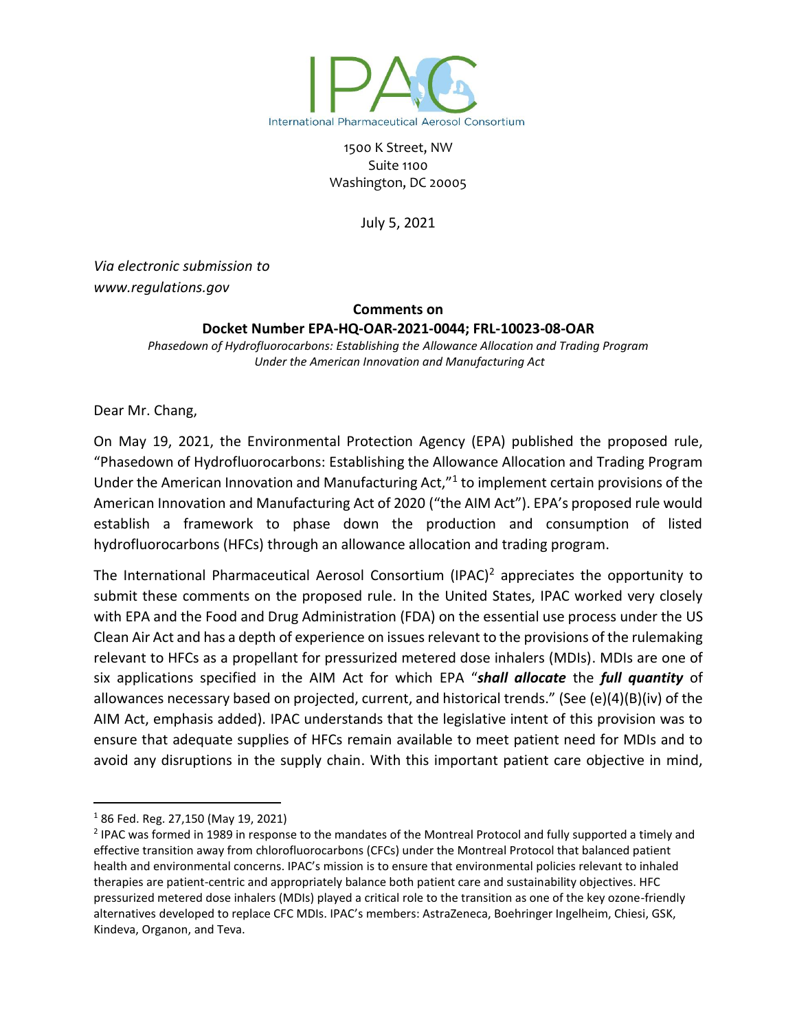IPAC

International Pharmaceutical Aerosol Consortium

1500 K Street, NW
Suite 1100
Washington, DC 20005

July 5, 2021

*Via electronic submission to*
*www.regulations.gov*

**Comments on**
**Docket Number EPA-HQ-OAR-2021-0044; FRL-10023-08-OAR**
*Phasedown of Hydrofluorocarbons: Establishing the Allowance Allocation and Trading Program Under the American Innovation and Manufacturing Act*

Dear Mr. Chang,

On May 19, 2021, the Environmental Protection Agency (EPA) published the proposed rule, "Phasedown of Hydrofluorocarbons: Establishing the Allowance Allocation and Trading Program Under the American Innovation and Manufacturing Act,"[1] to implement certain provisions of the American Innovation and Manufacturing Act of 2020 ("the AIM Act"). EPA's proposed rule would establish a framework to phase down the production and consumption of listed hydrofluorocarbons (HFCs) through an allowance allocation and trading program.

The International Pharmaceutical Aerosol Consortium (IPAC)[2] appreciates the opportunity to submit these comments on the proposed rule. In the United States, IPAC worked very closely with EPA and the Food and Drug Administration (FDA) on the essential use process under the US Clean Air Act and has a depth of experience on issues relevant to the provisions of the rulemaking relevant to HFCs as a propellant for pressurized metered dose inhalers (MDIs). MDIs are one of six applications specified in the AIM Act for which EPA "***shall allocate*** the ***full quantity*** of allowances necessary based on projected, current, and historical trends." (See (e)(4)(B)(iv) of the AIM Act, emphasis added). IPAC understands that the legislative intent of this provision was to ensure that adequate supplies of HFCs remain available to meet patient need for MDIs and to avoid any disruptions in the supply chain. With this important patient care objective in mind,

---

[1] 86 Fed. Reg. 27,150 (May 19, 2021)

[2] IPAC was formed in 1989 in response to the mandates of the Montreal Protocol and fully supported a timely and effective transition away from chlorofluorocarbons (CFCs) under the Montreal Protocol that balanced patient health and environmental concerns. IPAC's mission is to ensure that environmental policies relevant to inhaled therapies are patient-centric and appropriately balance both patient care and sustainability objectives. HFC pressurized metered dose inhalers (MDIs) played a critical role to the transition as one of the key ozone-friendly alternatives developed to replace CFC MDIs. IPAC's members: AstraZeneca, Boehringer Ingelheim, Chiesi, GSK, Kindeva, Organon, and Teva.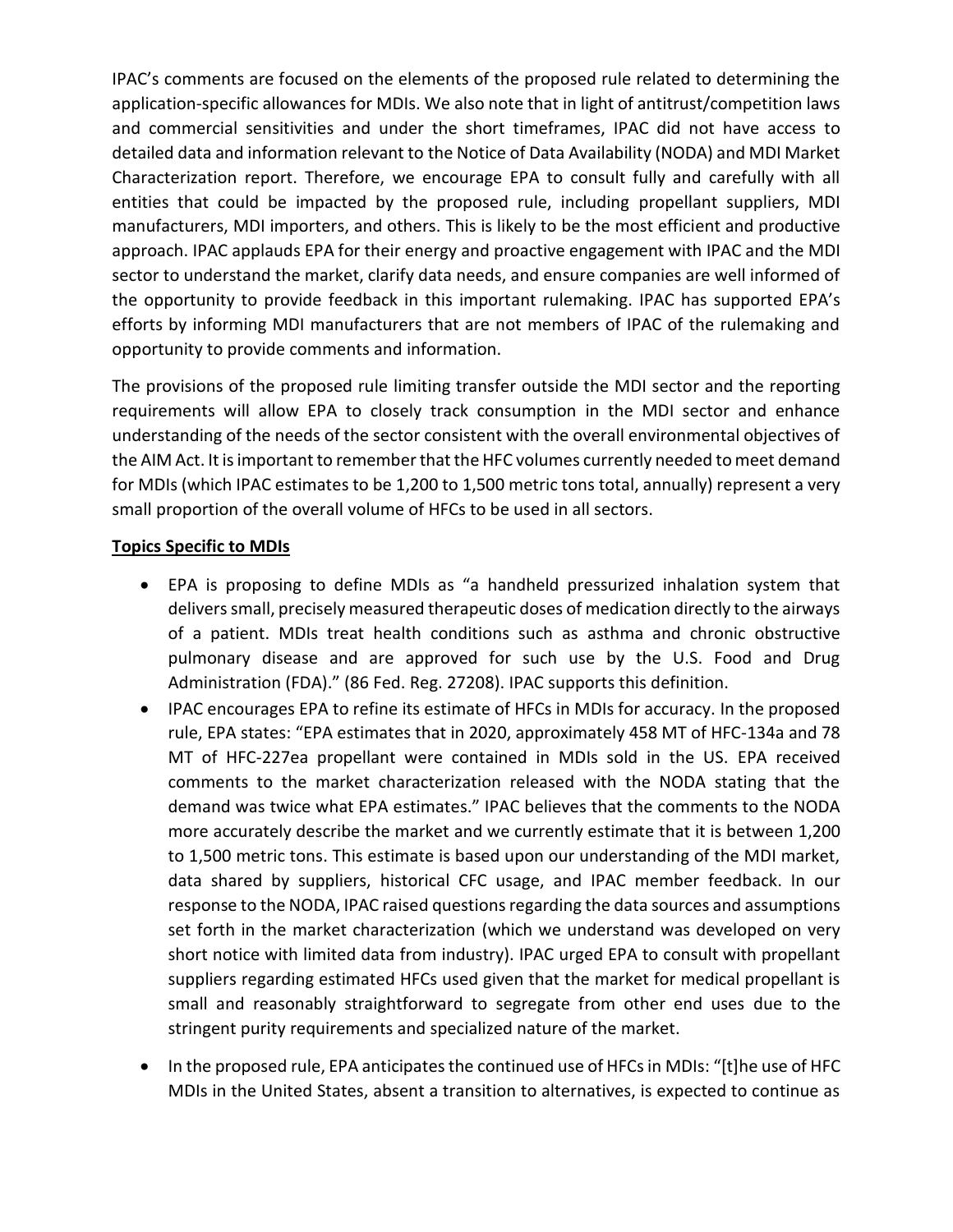IPAC's comments are focused on the elements of the proposed rule related to determining the application-specific allowances for MDIs. We also note that in light of antitrust/competition laws and commercial sensitivities and under the short timeframes, IPAC did not have access to detailed data and information relevant to the Notice of Data Availability (NODA) and MDI Market Characterization report. Therefore, we encourage EPA to consult fully and carefully with all entities that could be impacted by the proposed rule, including propellant suppliers, MDI manufacturers, MDI importers, and others. This is likely to be the most efficient and productive approach. IPAC applauds EPA for their energy and proactive engagement with IPAC and the MDI sector to understand the market, clarify data needs, and ensure companies are well informed of the opportunity to provide feedback in this important rulemaking. IPAC has supported EPA's efforts by informing MDI manufacturers that are not members of IPAC of the rulemaking and opportunity to provide comments and information.

The provisions of the proposed rule limiting transfer outside the MDI sector and the reporting requirements will allow EPA to closely track consumption in the MDI sector and enhance understanding of the needs of the sector consistent with the overall environmental objectives of the AIM Act. It is important to remember that the HFC volumes currently needed to meet demand for MDIs (which IPAC estimates to be 1,200 to 1,500 metric tons total, annually) represent a very small proportion of the overall volume of HFCs to be used in all sectors.

**Topics Specific to MDIs**

- EPA is proposing to define MDIs as "a handheld pressurized inhalation system that delivers small, precisely measured therapeutic doses of medication directly to the airways of a patient. MDIs treat health conditions such as asthma and chronic obstructive pulmonary disease and are approved for such use by the U.S. Food and Drug Administration (FDA)." (86 Fed. Reg. 27208). IPAC supports this definition.
- IPAC encourages EPA to refine its estimate of HFCs in MDIs for accuracy. In the proposed rule, EPA states: "EPA estimates that in 2020, approximately 458 MT of HFC-134a and 78 MT of HFC-227ea propellant were contained in MDIs sold in the US. EPA received comments to the market characterization released with the NODA stating that the demand was twice what EPA estimates." IPAC believes that the comments to the NODA more accurately describe the market and we currently estimate that it is between 1,200 to 1,500 metric tons. This estimate is based upon our understanding of the MDI market, data shared by suppliers, historical CFC usage, and IPAC member feedback. In our response to the NODA, IPAC raised questions regarding the data sources and assumptions set forth in the market characterization (which we understand was developed on very short notice with limited data from industry). IPAC urged EPA to consult with propellant suppliers regarding estimated HFCs used given that the market for medical propellant is small and reasonably straightforward to segregate from other end uses due to the stringent purity requirements and specialized nature of the market.
- In the proposed rule, EPA anticipates the continued use of HFCs in MDIs: "[t]he use of HFC MDIs in the United States, absent a transition to alternatives, is expected to continue as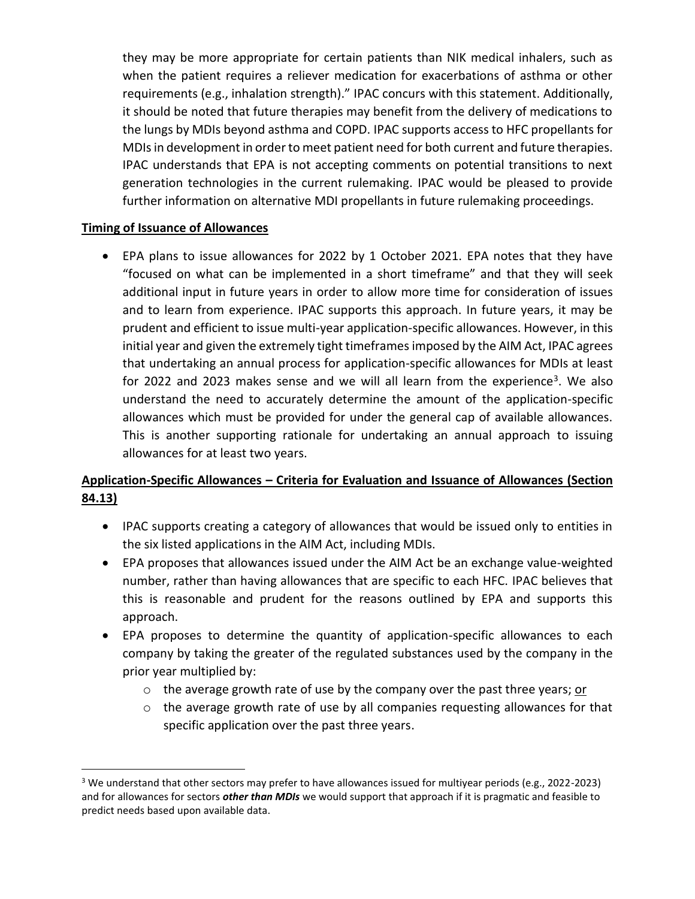they may be more appropriate for certain patients than NIK medical inhalers, such as when the patient requires a reliever medication for exacerbations of asthma or other requirements (e.g., inhalation strength)." IPAC concurs with this statement. Additionally, it should be noted that future therapies may benefit from the delivery of medications to the lungs by MDIs beyond asthma and COPD. IPAC supports access to HFC propellants for MDIs in development in order to meet patient need for both current and future therapies. IPAC understands that EPA is not accepting comments on potential transitions to next generation technologies in the current rulemaking. IPAC would be pleased to provide further information on alternative MDI propellants in future rulemaking proceedings.

**Timing of Issuance of Allowances**

- EPA plans to issue allowances for 2022 by 1 October 2021. EPA notes that they have "focused on what can be implemented in a short timeframe" and that they will seek additional input in future years in order to allow more time for consideration of issues and to learn from experience. IPAC supports this approach. In future years, it may be prudent and efficient to issue multi-year application-specific allowances. However, in this initial year and given the extremely tight timeframes imposed by the AIM Act, IPAC agrees that undertaking an annual process for application-specific allowances for MDIs at least for 2022 and 2023 makes sense and we will all learn from the experience[3]. We also understand the need to accurately determine the amount of the application-specific allowances which must be provided for under the general cap of available allowances. This is another supporting rationale for undertaking an annual approach to issuing allowances for at least two years.

**Application-Specific Allowances – Criteria for Evaluation and Issuance of Allowances (Section 84.13)**

- IPAC supports creating a category of allowances that would be issued only to entities in the six listed applications in the AIM Act, including MDIs.
- EPA proposes that allowances issued under the AIM Act be an exchange value-weighted number, rather than having allowances that are specific to each HFC. IPAC believes that this is reasonable and prudent for the reasons outlined by EPA and supports this approach.
- EPA proposes to determine the quantity of application-specific allowances to each company by taking the greater of the regulated substances used by the company in the prior year multiplied by:
  - the average growth rate of use by the company over the past three years; or
  - the average growth rate of use by all companies requesting allowances for that specific application over the past three years.

[3] We understand that other sectors may prefer to have allowances issued for multiyear periods (e.g., 2022-2023) and for allowances for sectors ***other than MDIs*** we would support that approach if it is pragmatic and feasible to predict needs based upon available data.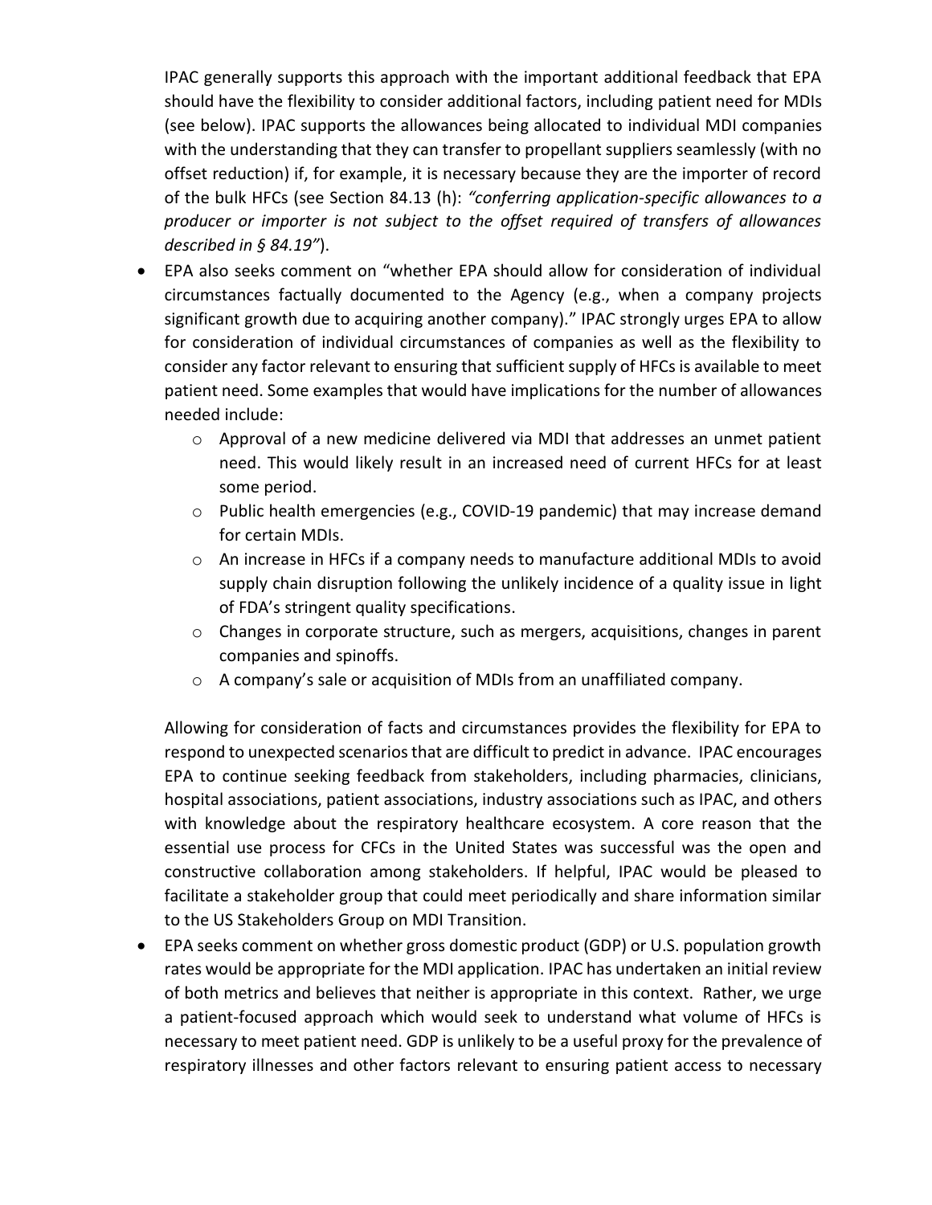IPAC generally supports this approach with the important additional feedback that EPA should have the flexibility to consider additional factors, including patient need for MDIs (see below). IPAC supports the allowances being allocated to individual MDI companies with the understanding that they can transfer to propellant suppliers seamlessly (with no offset reduction) if, for example, it is necessary because they are the importer of record of the bulk HFCs (see Section 84.13 (h): *"conferring application-specific allowances to a producer or importer is not subject to the offset required of transfers of allowances described in § 84.19"*).

- EPA also seeks comment on "whether EPA should allow for consideration of individual circumstances factually documented to the Agency (e.g., when a company projects significant growth due to acquiring another company)." IPAC strongly urges EPA to allow for consideration of individual circumstances of companies as well as the flexibility to consider any factor relevant to ensuring that sufficient supply of HFCs is available to meet patient need. Some examples that would have implications for the number of allowances needed include:
    - Approval of a new medicine delivered via MDI that addresses an unmet patient need. This would likely result in an increased need of current HFCs for at least some period.
    - Public health emergencies (e.g., COVID-19 pandemic) that may increase demand for certain MDIs.
    - An increase in HFCs if a company needs to manufacture additional MDIs to avoid supply chain disruption following the unlikely incidence of a quality issue in light of FDA's stringent quality specifications.
    - Changes in corporate structure, such as mergers, acquisitions, changes in parent companies and spinoffs.
    - A company's sale or acquisition of MDIs from an unaffiliated company.

  Allowing for consideration of facts and circumstances provides the flexibility for EPA to respond to unexpected scenarios that are difficult to predict in advance. IPAC encourages EPA to continue seeking feedback from stakeholders, including pharmacies, clinicians, hospital associations, patient associations, industry associations such as IPAC, and others with knowledge about the respiratory healthcare ecosystem. A core reason that the essential use process for CFCs in the United States was successful was the open and constructive collaboration among stakeholders. If helpful, IPAC would be pleased to facilitate a stakeholder group that could meet periodically and share information similar to the US Stakeholders Group on MDI Transition.

- EPA seeks comment on whether gross domestic product (GDP) or U.S. population growth rates would be appropriate for the MDI application. IPAC has undertaken an initial review of both metrics and believes that neither is appropriate in this context. Rather, we urge a patient-focused approach which would seek to understand what volume of HFCs is necessary to meet patient need. GDP is unlikely to be a useful proxy for the prevalence of respiratory illnesses and other factors relevant to ensuring patient access to necessary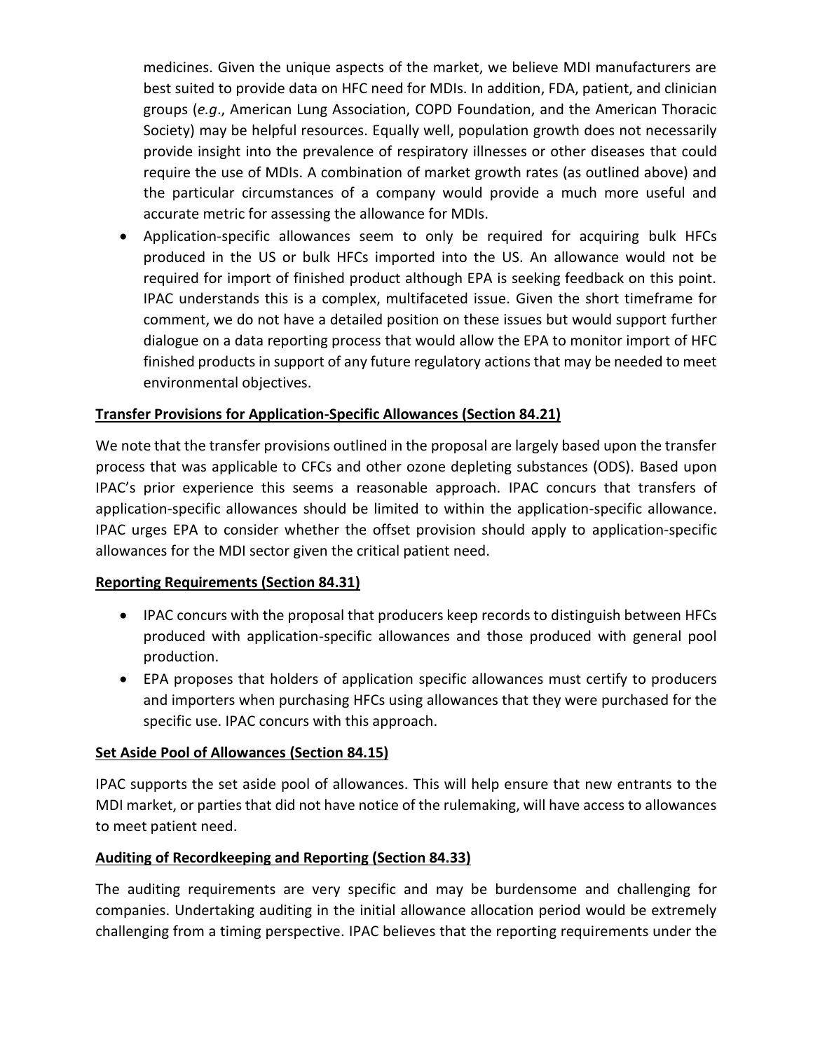medicines. Given the unique aspects of the market, we believe MDI manufacturers are best suited to provide data on HFC need for MDIs. In addition, FDA, patient, and clinician groups (*e.g*., American Lung Association, COPD Foundation, and the American Thoracic Society) may be helpful resources. Equally well, population growth does not necessarily provide insight into the prevalence of respiratory illnesses or other diseases that could require the use of MDIs. A combination of market growth rates (as outlined above) and the particular circumstances of a company would provide a much more useful and accurate metric for assessing the allowance for MDIs.

- Application-specific allowances seem to only be required for acquiring bulk HFCs produced in the US or bulk HFCs imported into the US. An allowance would not be required for import of finished product although EPA is seeking feedback on this point. IPAC understands this is a complex, multifaceted issue. Given the short timeframe for comment, we do not have a detailed position on these issues but would support further dialogue on a data reporting process that would allow the EPA to monitor import of HFC finished products in support of any future regulatory actions that may be needed to meet environmental objectives.

**Transfer Provisions for Application-Specific Allowances (Section 84.21)**

We note that the transfer provisions outlined in the proposal are largely based upon the transfer process that was applicable to CFCs and other ozone depleting substances (ODS). Based upon IPAC's prior experience this seems a reasonable approach. IPAC concurs that transfers of application-specific allowances should be limited to within the application-specific allowance. IPAC urges EPA to consider whether the offset provision should apply to application-specific allowances for the MDI sector given the critical patient need.

**Reporting Requirements (Section 84.31)**

- IPAC concurs with the proposal that producers keep records to distinguish between HFCs produced with application-specific allowances and those produced with general pool production.
- EPA proposes that holders of application specific allowances must certify to producers and importers when purchasing HFCs using allowances that they were purchased for the specific use. IPAC concurs with this approach.

**Set Aside Pool of Allowances (Section 84.15)**

IPAC supports the set aside pool of allowances. This will help ensure that new entrants to the MDI market, or parties that did not have notice of the rulemaking, will have access to allowances to meet patient need.

**Auditing of Recordkeeping and Reporting (Section 84.33)**

The auditing requirements are very specific and may be burdensome and challenging for companies. Undertaking auditing in the initial allowance allocation period would be extremely challenging from a timing perspective. IPAC believes that the reporting requirements under the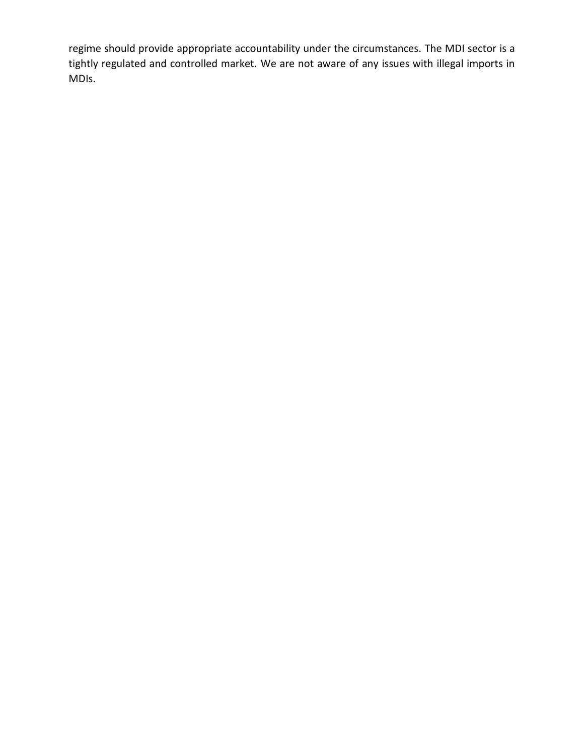regime should provide appropriate accountability under the circumstances. The MDI sector is a tightly regulated and controlled market. We are not aware of any issues with illegal imports in MDIs.